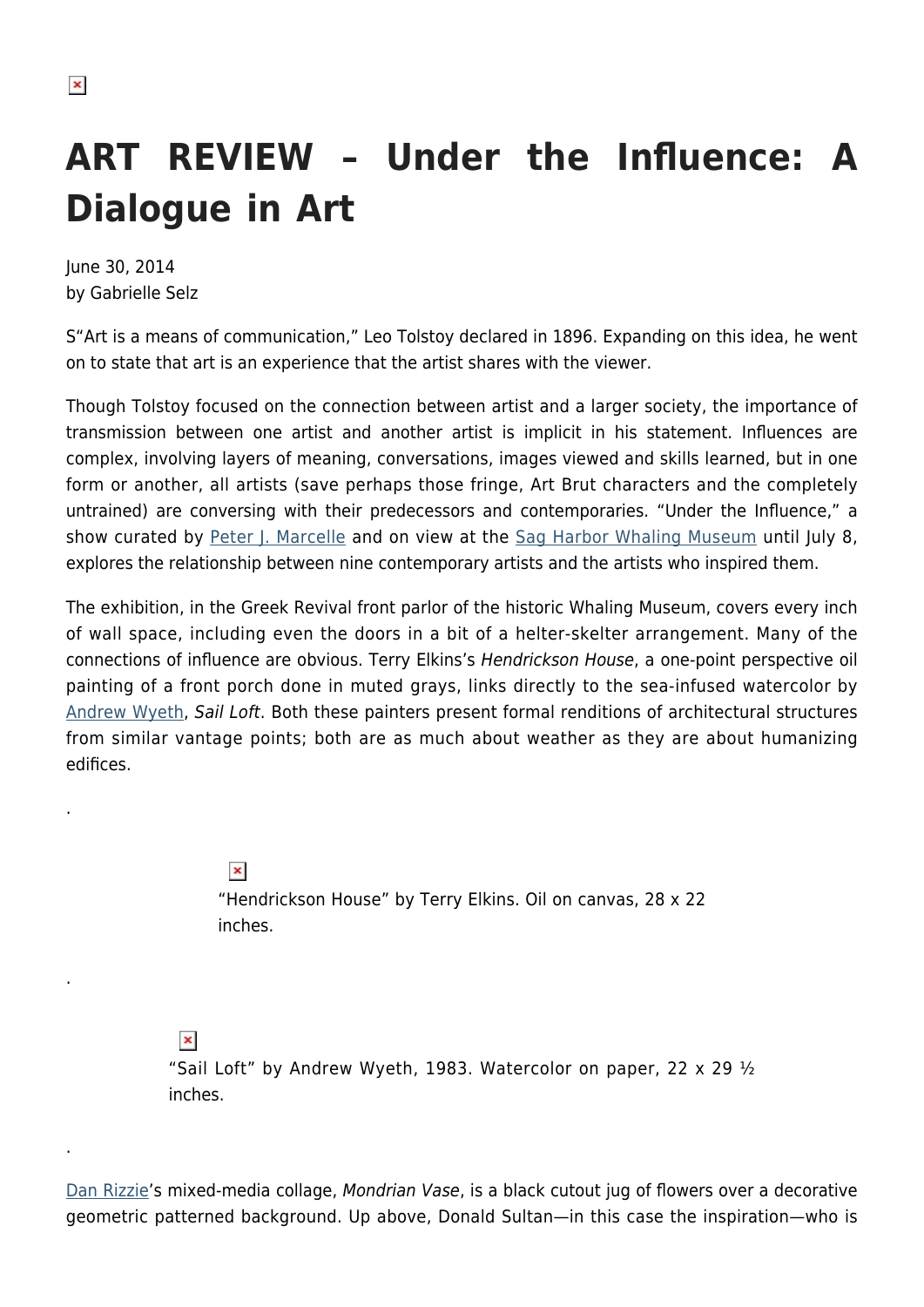# ART REVIEW – Under the Influence: A Dialogue in Art

June 30, 2014
by Gabrielle Selz

S"Art is a means of communication," Leo Tolstoy declared in 1896. Expanding on this idea, he went on to state that art is an experience that the artist shares with the viewer.

Though Tolstoy focused on the connection between artist and a larger society, the importance of transmission between one artist and another artist is implicit in his statement. Influences are complex, involving layers of meaning, conversations, images viewed and skills learned, but in one form or another, all artists (save perhaps those fringe, Art Brut characters and the completely untrained) are conversing with their predecessors and contemporaries. "Under the Influence," a show curated by Peter J. Marcelle and on view at the Sag Harbor Whaling Museum until July 8, explores the relationship between nine contemporary artists and the artists who inspired them.

The exhibition, in the Greek Revival front parlor of the historic Whaling Museum, covers every inch of wall space, including even the doors in a bit of a helter-skelter arrangement. Many of the connections of influence are obvious. Terry Elkins's *Hendrickson House*, a one-point perspective oil painting of a front porch done in muted grays, links directly to the sea-infused watercolor by Andrew Wyeth, *Sail Loft*. Both these painters present formal renditions of architectural structures from similar vantage points; both are as much about weather as they are about humanizing edifices.

.

"Hendrickson House" by Terry Elkins. Oil on canvas, 28 x 22 inches.

.

"Sail Loft" by Andrew Wyeth, 1983. Watercolor on paper, 22 x 29 ½ inches.

.

Dan Rizzie's mixed-media collage, *Mondrian Vase*, is a black cutout jug of flowers over a decorative geometric patterned background. Up above, Donald Sultan—in this case the inspiration—who is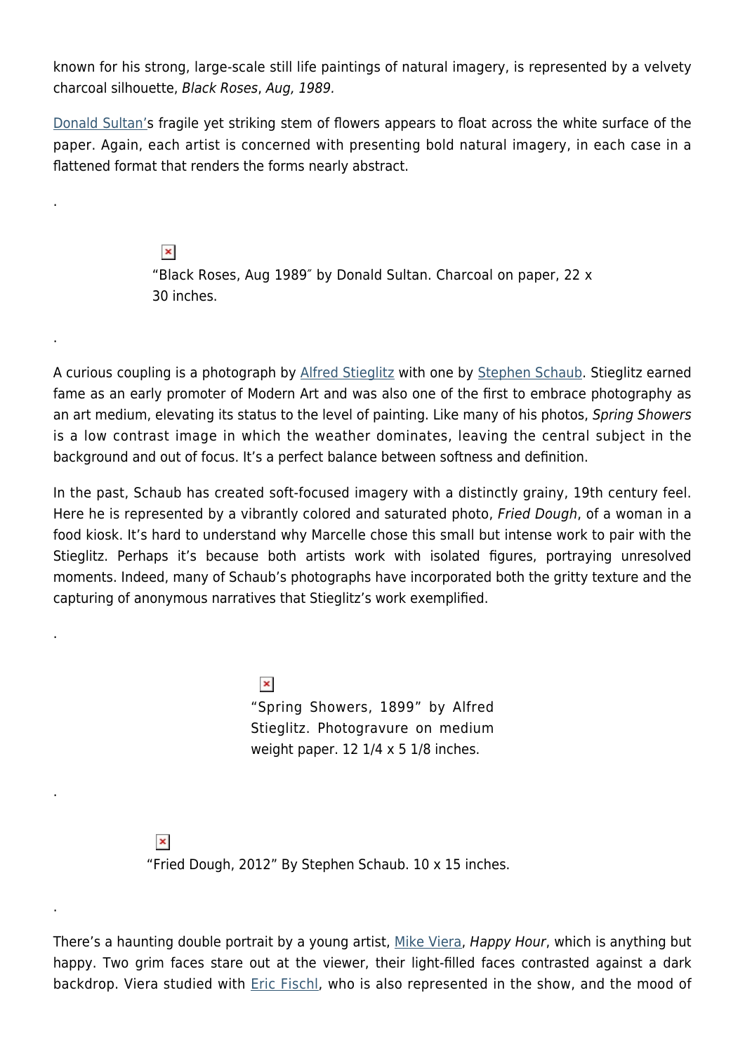known for his strong, large-scale still life paintings of natural imagery, is represented by a velvety charcoal silhouette, *Black Roses*, *Aug, 1989*.

Donald Sultan's fragile yet striking stem of flowers appears to float across the white surface of the paper. Again, each artist is concerned with presenting bold natural imagery, in each case in a flattened format that renders the forms nearly abstract.

.

"Black Roses, Aug 1989″ by Donald Sultan. Charcoal on paper, 22 x 30 inches.

.

A curious coupling is a photograph by Alfred Stieglitz with one by Stephen Schaub. Stieglitz earned fame as an early promoter of Modern Art and was also one of the first to embrace photography as an art medium, elevating its status to the level of painting. Like many of his photos, *Spring Showers* is a low contrast image in which the weather dominates, leaving the central subject in the background and out of focus. It's a perfect balance between softness and definition.

In the past, Schaub has created soft-focused imagery with a distinctly grainy, 19th century feel. Here he is represented by a vibrantly colored and saturated photo, *Fried Dough*, of a woman in a food kiosk. It's hard to understand why Marcelle chose this small but intense work to pair with the Stieglitz. Perhaps it's because both artists work with isolated figures, portraying unresolved moments. Indeed, many of Schaub's photographs have incorporated both the gritty texture and the capturing of anonymous narratives that Stieglitz's work exemplified.

.

"Spring Showers, 1899" by Alfred Stieglitz. Photogravure on medium weight paper. 12 1/4 x 5 1/8 inches.

.

"Fried Dough, 2012" By Stephen Schaub. 10 x 15 inches.

.

There's a haunting double portrait by a young artist, Mike Viera, *Happy Hour*, which is anything but happy. Two grim faces stare out at the viewer, their light-filled faces contrasted against a dark backdrop. Viera studied with Eric Fischl, who is also represented in the show, and the mood of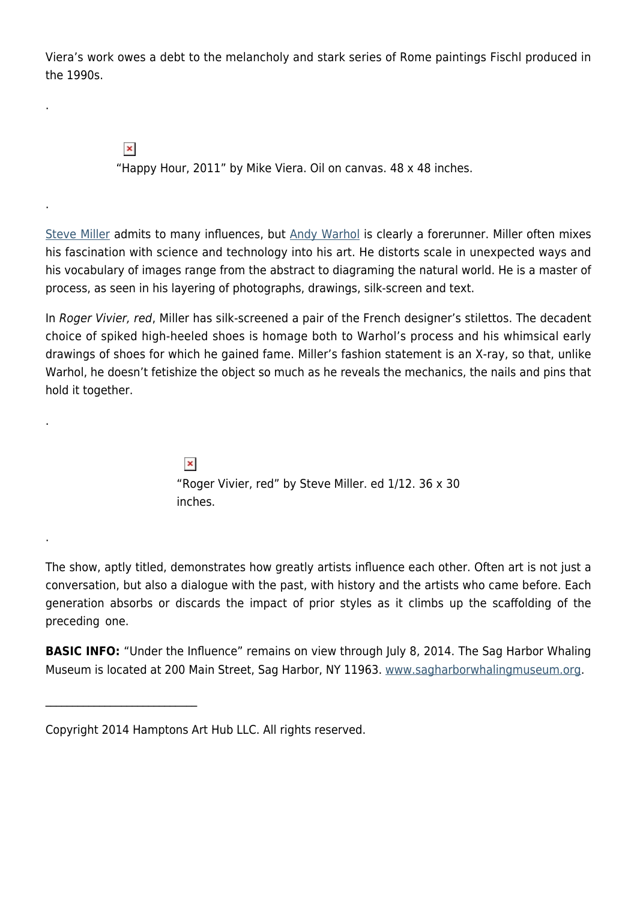Viera's work owes a debt to the melancholy and stark series of Rome paintings Fischl produced in the 1990s.

.

"Happy Hour, 2011" by Mike Viera. Oil on canvas. 48 x 48 inches.

.

Steve Miller admits to many influences, but Andy Warhol is clearly a forerunner. Miller often mixes his fascination with science and technology into his art. He distorts scale in unexpected ways and his vocabulary of images range from the abstract to diagraming the natural world. He is a master of process, as seen in his layering of photographs, drawings, silk-screen and text.

In *Roger Vivier, red*, Miller has silk-screened a pair of the French designer's stilettos. The decadent choice of spiked high-heeled shoes is homage both to Warhol's process and his whimsical early drawings of shoes for which he gained fame. Miller's fashion statement is an X-ray, so that, unlike Warhol, he doesn't fetishize the object so much as he reveals the mechanics, the nails and pins that hold it together.

.

"Roger Vivier, red" by Steve Miller. ed 1/12. 36 x 30 inches.

.

The show, aptly titled, demonstrates how greatly artists influence each other. Often art is not just a conversation, but also a dialogue with the past, with history and the artists who came before. Each generation absorbs or discards the impact of prior styles as it climbs up the scaffolding of the preceding one.

**BASIC INFO:** "Under the Influence" remains on view through July 8, 2014. The Sag Harbor Whaling Museum is located at 200 Main Street, Sag Harbor, NY 11963. www.sagharborwhalingmuseum.org.

---

Copyright 2014 Hamptons Art Hub LLC. All rights reserved.